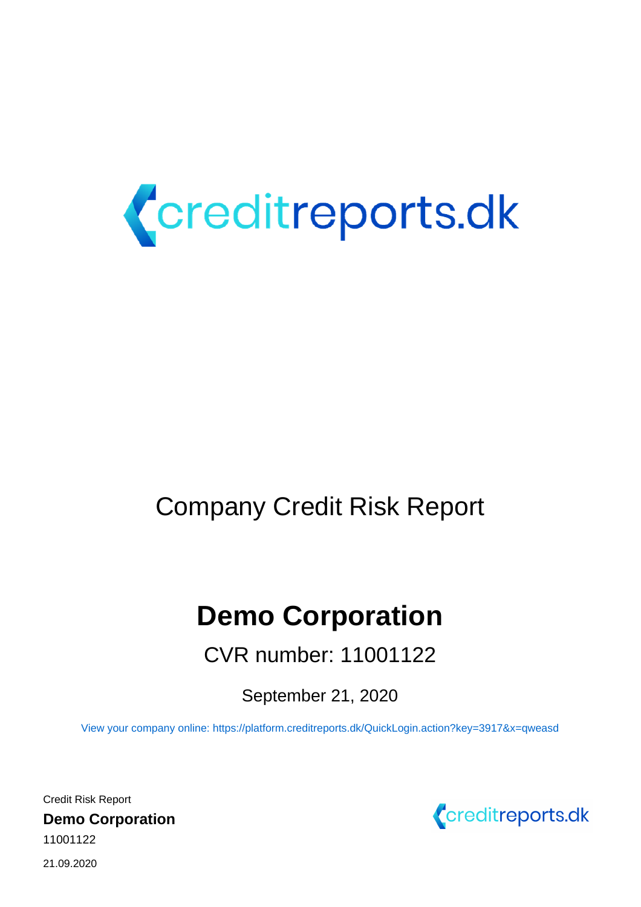creditreports.dk

# Company Credit Risk Report

# Demo Corporation

## CVR number: 11001122

September 21, 2020

View your company online: https://platform.creditreports.dk/QuickLogin.action?key=3917&x=qweasd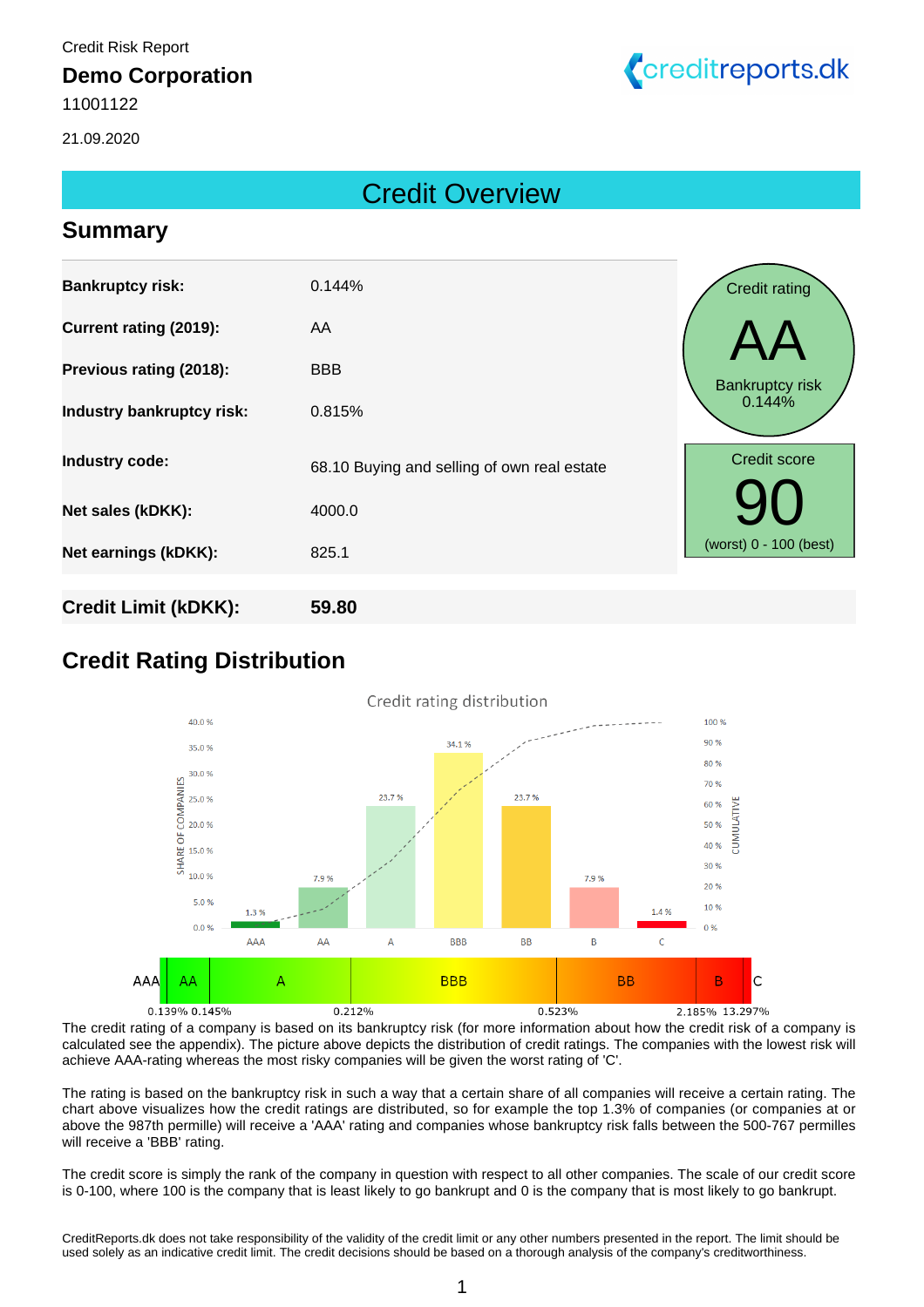Credit Risk Report

**Demo Corporation**

11001122

21.09.2020

## Credit Overview

## Summary

| | |
|---|---|
| **Bankruptcy risk:** | 0.144% |
| **Current rating (2019):** | AA |
| **Previous rating (2018):** | BBB |
| **Industry bankruptcy risk:** | 0.815% |
| **Industry code:** | 68.10 Buying and selling of own real estate |
| **Net sales (kDKK):** | 4000.0 |
| **Net earnings (kDKK):** | 825.1 |

Credit rating
**AA**
Bankruptcy risk
0.144%

Credit score
**90**
(worst) 0 - 100 (best)

| **Credit Limit (kDKK):** | **59.80** |
|---|---|

## Credit Rating Distribution

Credit rating distribution

| Rating | AAA | AA | A | BBB | BB | B | C |
|---|---|---|---|---|---|---|---|
| Share of companies | 1.3 % | 7.9 % | 23.7 % | 34.1 % | 23.7 % | 7.9 % | 1.4 % |

| AAA | AA | A | BBB | BB | B | C |
|---|---|---|---|---|---|---|

0.139% 0.145% 0.212% 0.523% 2.185% 13.297%

The credit rating of a company is based on its bankruptcy risk (for more information about how the credit risk of a company is calculated see the appendix). The picture above depicts the distribution of credit ratings. The companies with the lowest risk will achieve AAA-rating whereas the most risky companies will be given the worst rating of 'C'.

The rating is based on the bankruptcy risk in such a way that a certain share of all companies will receive a certain rating. The chart above visualizes how the credit ratings are distributed, so for example the top 1.3% of companies (or companies at or above the 987th permille) will receive a 'AAA' rating and companies whose bankruptcy risk falls between the 500-767 permilles will receive a 'BBB' rating.

The credit score is simply the rank of the company in question with respect to all other companies. The scale of our credit score is 0-100, where 100 is the company that is least likely to go bankrupt and 0 is the company that is most likely to go bankrupt.

CreditReports.dk does not take responsibility of the validity of the credit limit or any other numbers presented in the report. The limit should be used solely as an indicative credit limit. The credit decisions should be based on a thorough analysis of the company's creditworthiness.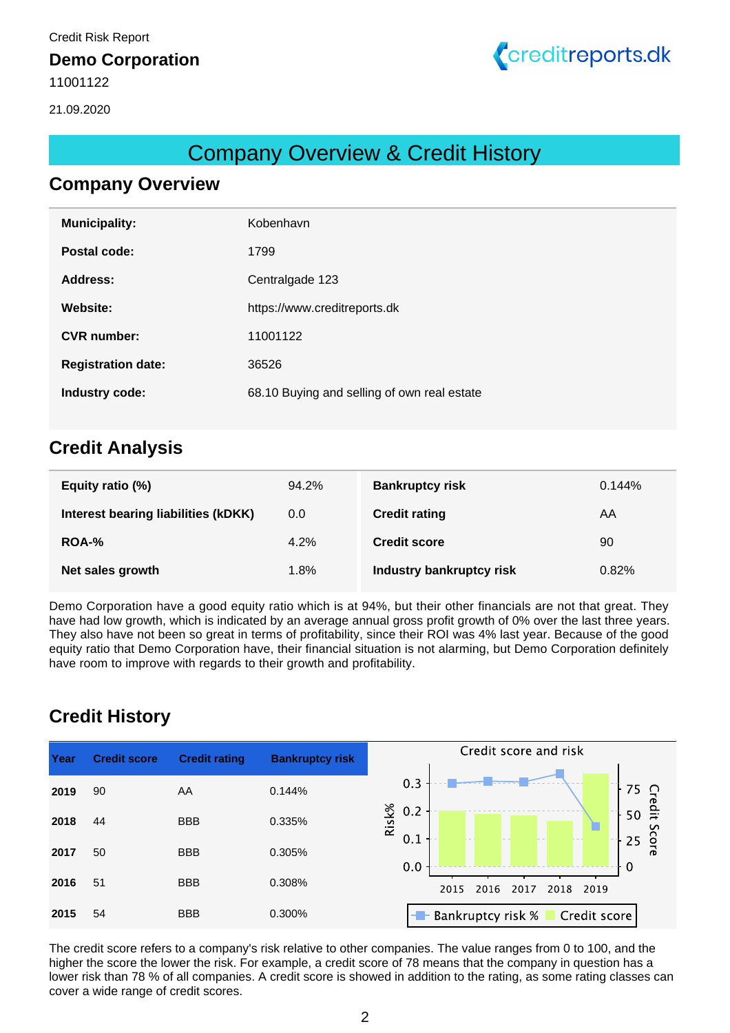Credit Risk Report

**Demo Corporation**

11001122

21.09.2020

# Company Overview & Credit History

## Company Overview

| | |
|---|---|
| **Municipality:** | Kobenhavn |
| **Postal code:** | 1799 |
| **Address:** | Centralgade 123 |
| **Website:** | https://www.creditreports.dk |
| **CVR number:** | 11001122 |
| **Registration date:** | 36526 |
| **Industry code:** | 68.10 Buying and selling of own real estate |

## Credit Analysis

| | | | |
|---|---|---|---|
| **Equity ratio (%)** | 94.2% | **Bankruptcy risk** | 0.144% |
| **Interest bearing liabilities (kDKK)** | 0.0 | **Credit rating** | AA |
| **ROA-%** | 4.2% | **Credit score** | 90 |
| **Net sales growth** | 1.8% | **Industry bankruptcy risk** | 0.82% |

Demo Corporation have a good equity ratio which is at 94%, but their other financials are not that great. They have had low growth, which is indicated by an average annual gross profit growth of 0% over the last three years. They also have not been so great in terms of profitability, since their ROI was 4% last year. Because of the good equity ratio that Demo Corporation have, their financial situation is not alarming, but Demo Corporation definitely have room to improve with regards to their growth and profitability.

## Credit History

| Year | Credit score | Credit rating | Bankruptcy risk |
|---|---|---|---|
| **2019** | 90 | AA | 0.144% |
| **2018** | 44 | BBB | 0.335% |
| **2017** | 50 | BBB | 0.305% |
| **2016** | 51 | BBB | 0.308% |
| **2015** | 54 | BBB | 0.300% |

Credit score and risk

The credit score refers to a company's risk relative to other companies. The value ranges from 0 to 100, and the higher the score the lower the risk. For example, a credit score of 78 means that the company in question has a lower risk than 78 % of all companies. A credit score is showed in addition to the rating, as some rating classes can cover a wide range of credit scores.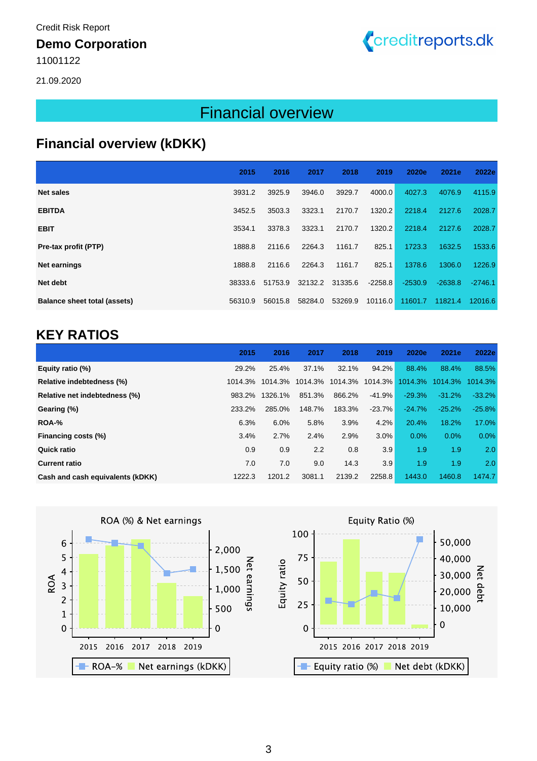Credit Risk Report

**Demo Corporation**

11001122

21.09.2020

# Financial overview

## Financial overview (kDKK)

| | 2015 | 2016 | 2017 | 2018 | 2019 | 2020e | 2021e | 2022e |
|---|---|---|---|---|---|---|---|---|
| **Net sales** | 3931.2 | 3925.9 | 3946.0 | 3929.7 | 4000.0 | 4027.3 | 4076.9 | 4115.9 |
| **EBITDA** | 3452.5 | 3503.3 | 3323.1 | 2170.7 | 1320.2 | 2218.4 | 2127.6 | 2028.7 |
| **EBIT** | 3534.1 | 3378.3 | 3323.1 | 2170.7 | 1320.2 | 2218.4 | 2127.6 | 2028.7 |
| **Pre-tax profit (PTP)** | 1888.8 | 2116.6 | 2264.3 | 1161.7 | 825.1 | 1723.3 | 1632.5 | 1533.6 |
| **Net earnings** | 1888.8 | 2116.6 | 2264.3 | 1161.7 | 825.1 | 1378.6 | 1306.0 | 1226.9 |
| **Net debt** | 38333.6 | 51753.9 | 32132.2 | 31335.6 | -2258.8 | -2530.9 | -2638.8 | -2746.1 |
| **Balance sheet total (assets)** | 56310.9 | 56015.8 | 58284.0 | 53269.9 | 10116.0 | 11601.7 | 11821.4 | 12016.6 |

## KEY RATIOS

| | 2015 | 2016 | 2017 | 2018 | 2019 | 2020e | 2021e | 2022e |
|---|---|---|---|---|---|---|---|---|
| **Equity ratio (%)** | 29.2% | 25.4% | 37.1% | 32.1% | 94.2% | 88.4% | 88.4% | 88.5% |
| **Relative indebtedness (%)** | 1014.3% | 1014.3% | 1014.3% | 1014.3% | 1014.3% | 1014.3% | 1014.3% | 1014.3% |
| **Relative net indebtedness (%)** | 983.2% | 1326.1% | 851.3% | 866.2% | -41.9% | -29.3% | -31.2% | -33.2% |
| **Gearing (%)** | 233.2% | 285.0% | 148.7% | 183.3% | -23.7% | -24.7% | -25.2% | -25.8% |
| **ROA-%** | 6.3% | 6.0% | 5.8% | 3.9% | 4.2% | 20.4% | 18.2% | 17.0% |
| **Financing costs (%)** | 3.4% | 2.7% | 2.4% | 2.9% | 3.0% | 0.0% | 0.0% | 0.0% |
| **Quick ratio** | 0.9 | 0.9 | 2.2 | 0.8 | 3.9 | 1.9 | 1.9 | 2.0 |
| **Current ratio** | 7.0 | 7.0 | 9.0 | 14.3 | 3.9 | 1.9 | 1.9 | 2.0 |
| **Cash and cash equivalents (kDKK)** | 1222.3 | 1201.2 | 3081.1 | 2139.2 | 2258.8 | 1443.0 | 1460.8 | 1474.7 |

ROA (%) & Net earnings

Equity Ratio (%)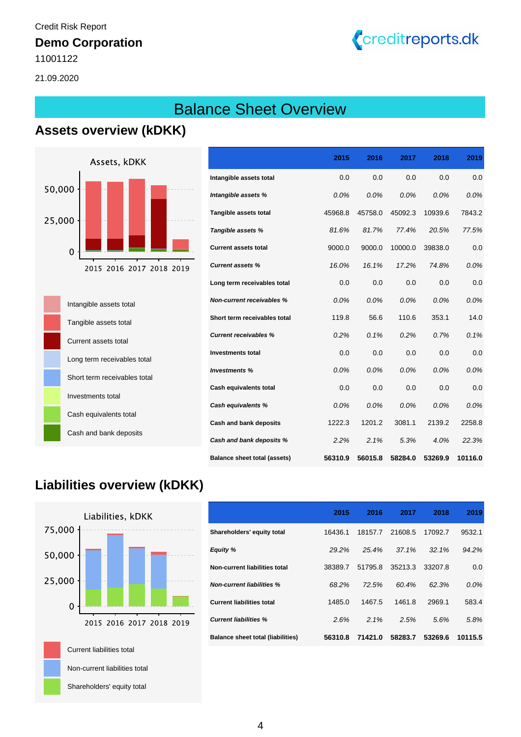Credit Risk Report

**Demo Corporation**

11001122

21.09.2020

# Balance Sheet Overview

## Assets overview (kDKK)

| | 2015 | 2016 | 2017 | 2018 | 2019 |
|---|---|---|---|---|---|
| **Intangible assets total** | 0.0 | 0.0 | 0.0 | 0.0 | 0.0 |
| ***Intangible assets %*** | *0.0%* | *0.0%* | *0.0%* | *0.0%* | *0.0%* |
| **Tangible assets total** | 45968.8 | 45758.0 | 45092.3 | 10939.6 | 7843.2 |
| ***Tangible assets %*** | *81.6%* | *81.7%* | *77.4%* | *20.5%* | *77.5%* |
| **Current assets total** | 9000.0 | 9000.0 | 10000.0 | 39838.0 | 0.0 |
| ***Current assets %*** | *16.0%* | *16.1%* | *17.2%* | *74.8%* | *0.0%* |
| **Long term receivables total** | 0.0 | 0.0 | 0.0 | 0.0 | 0.0 |
| ***Non-current receivables %*** | *0.0%* | *0.0%* | *0.0%* | *0.0%* | *0.0%* |
| **Short term receivables total** | 119.8 | 56.6 | 110.6 | 353.1 | 14.0 |
| ***Current receivables %*** | *0.2%* | *0.1%* | *0.2%* | *0.7%* | *0.1%* |
| **Investments total** | 0.0 | 0.0 | 0.0 | 0.0 | 0.0 |
| ***Investments %*** | *0.0%* | *0.0%* | *0.0%* | *0.0%* | *0.0%* |
| **Cash equivalents total** | 0.0 | 0.0 | 0.0 | 0.0 | 0.0 |
| ***Cash equivalents %*** | *0.0%* | *0.0%* | *0.0%* | *0.0%* | *0.0%* |
| **Cash and bank deposits** | 1222.3 | 1201.2 | 3081.1 | 2139.2 | 2258.8 |
| ***Cash and bank deposits %*** | *2.2%* | *2.1%* | *5.3%* | *4.0%* | *22.3%* |
| **Balance sheet total (assets)** | **56310.9** | **56015.8** | **58284.0** | **53269.9** | **10116.0** |

## Liabilities overview (kDKK)

| | 2015 | 2016 | 2017 | 2018 | 2019 |
|---|---|---|---|---|---|
| **Shareholders' equity total** | 16436.1 | 18157.7 | 21608.5 | 17092.7 | 9532.1 |
| ***Equity %*** | *29.2%* | *25.4%* | *37.1%* | *32.1%* | *94.2%* |
| **Non-current liabilities total** | 38389.7 | 51795.8 | 35213.3 | 33207.8 | 0.0 |
| ***Non-current liabilities %*** | *68.2%* | *72.5%* | *60.4%* | *62.3%* | *0.0%* |
| **Current liabilities total** | 1485.0 | 1467.5 | 1461.8 | 2969.1 | 583.4 |
| ***Current liabilities %*** | *2.6%* | *2.1%* | *2.5%* | *5.6%* | *5.8%* |
| **Balance sheet total (liabilities)** | **56310.8** | **71421.0** | **58283.7** | **53269.6** | **10115.5** |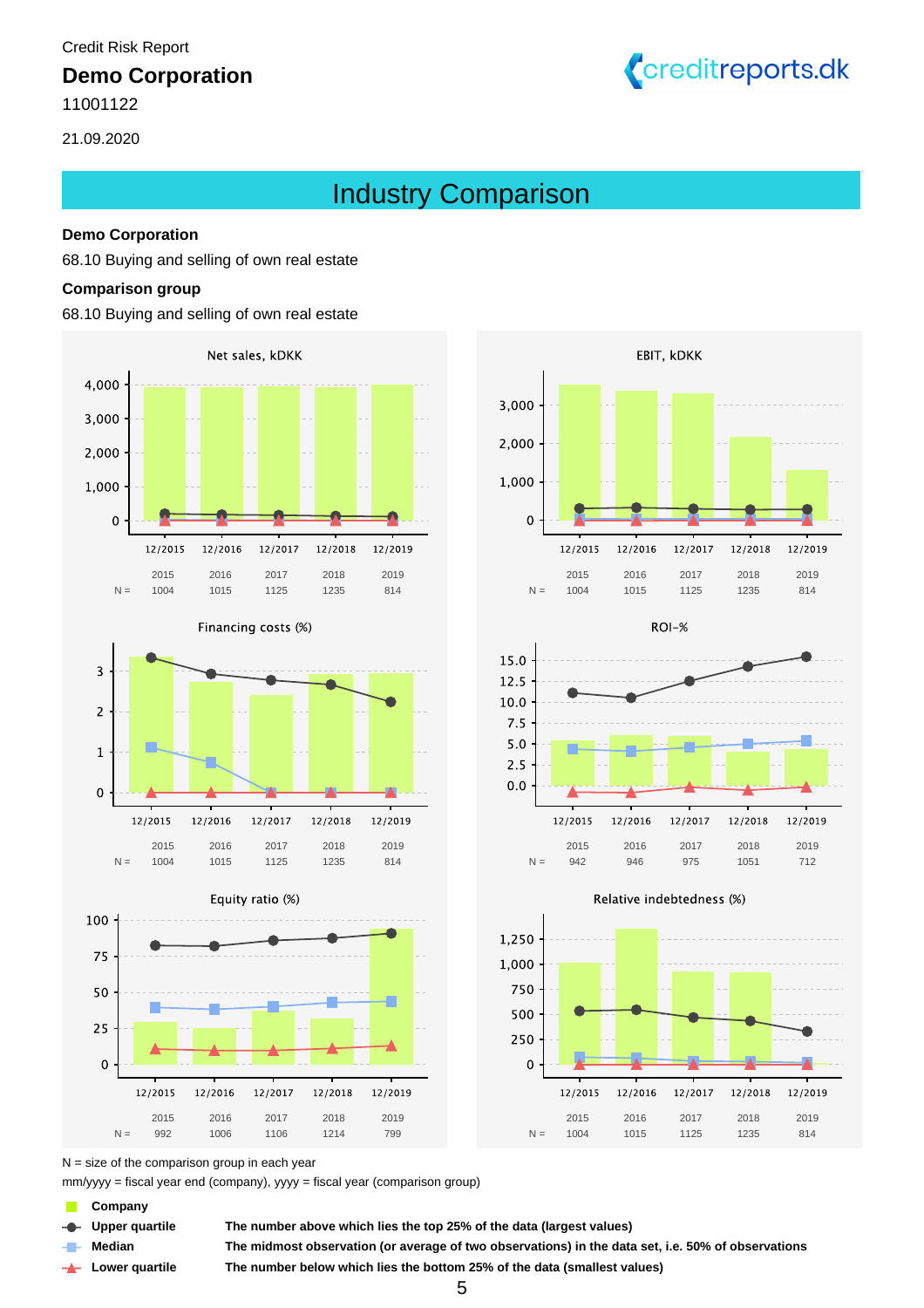# Industry Comparison

**Demo Corporation**

68.10 Buying and selling of own real estate

**Comparison group**

68.10 Buying and selling of own real estate

**Net sales, kDKK**

| | 12/2015 | 12/2016 | 12/2017 | 12/2018 | 12/2019 |
|---|---|---|---|---|---|
| | 2015 | 2016 | 2017 | 2018 | 2019 |
| N = | 1004 | 1015 | 1125 | 1235 | 814 |

**EBIT, kDKK**

| | 12/2015 | 12/2016 | 12/2017 | 12/2018 | 12/2019 |
|---|---|---|---|---|---|
| | 2015 | 2016 | 2017 | 2018 | 2019 |
| N = | 1004 | 1015 | 1125 | 1235 | 814 |

**Financing costs (%)**

| | 12/2015 | 12/2016 | 12/2017 | 12/2018 | 12/2019 |
|---|---|---|---|---|---|
| | 2015 | 2016 | 2017 | 2018 | 2019 |
| N = | 1004 | 1015 | 1125 | 1235 | 814 |

**ROI-%**

| | 12/2015 | 12/2016 | 12/2017 | 12/2018 | 12/2019 |
|---|---|---|---|---|---|
| | 2015 | 2016 | 2017 | 2018 | 2019 |
| N = | 942 | 946 | 975 | 1051 | 712 |

**Equity ratio (%)**

| | 12/2015 | 12/2016 | 12/2017 | 12/2018 | 12/2019 |
|---|---|---|---|---|---|
| | 2015 | 2016 | 2017 | 2018 | 2019 |
| N = | 992 | 1006 | 1106 | 1214 | 799 |

**Relative indebtedness (%)**

| | 12/2015 | 12/2016 | 12/2017 | 12/2018 | 12/2019 |
|---|---|---|---|---|---|
| | 2015 | 2016 | 2017 | 2018 | 2019 |
| N = | 1004 | 1015 | 1125 | 1235 | 814 |

N = size of the comparison group in each year

mm/yyyy = fiscal year end (company), yyyy = fiscal year (comparison group)

| | |
|---|---|
| **Company** | |
| **Upper quartile** | **The number above which lies the top 25% of the data (largest values)** |
| **Median** | **The midmost observation (or average of two observations) in the data set, i.e. 50% of observations** |
| **Lower quartile** | **The number below which lies the bottom 25% of the data (smallest values)** |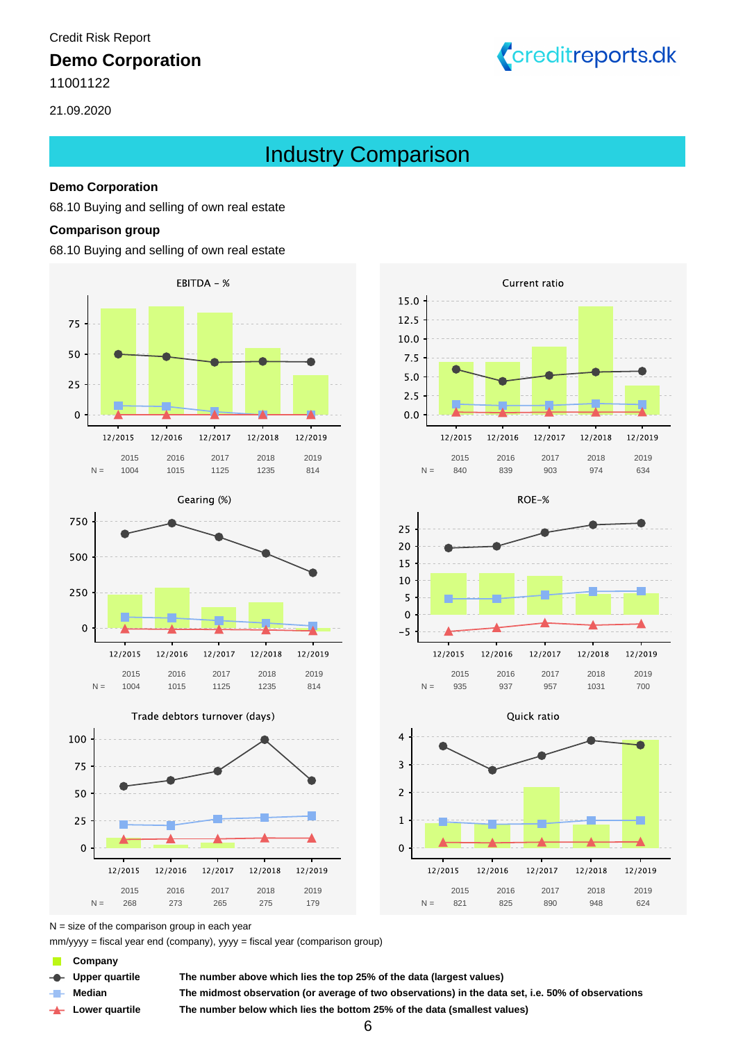Credit Risk Report

**Demo Corporation**

11001122

21.09.2020

## Industry Comparison

**Demo Corporation**

68.10 Buying and selling of own real estate

**Comparison group**

68.10 Buying and selling of own real estate

### EBITDA - %

| | 2015 | 2016 | 2017 | 2018 | 2019 |
|---|---|---|---|---|---|
| N = | 1004 | 1015 | 1125 | 1235 | 814 |

### Current ratio

| | 2015 | 2016 | 2017 | 2018 | 2019 |
|---|---|---|---|---|---|
| N = | 840 | 839 | 903 | 974 | 634 |

### Gearing (%)

| | 2015 | 2016 | 2017 | 2018 | 2019 |
|---|---|---|---|---|---|
| N = | 1004 | 1015 | 1125 | 1235 | 814 |

### ROE-%

| | 2015 | 2016 | 2017 | 2018 | 2019 |
|---|---|---|---|---|---|
| N = | 935 | 937 | 957 | 1031 | 700 |

### Trade debtors turnover (days)

| | 2015 | 2016 | 2017 | 2018 | 2019 |
|---|---|---|---|---|---|
| N = | 268 | 273 | 265 | 275 | 179 |

### Quick ratio

| | 2015 | 2016 | 2017 | 2018 | 2019 |
|---|---|---|---|---|---|
| N = | 821 | 825 | 890 | 948 | 624 |

N = size of the comparison group in each year

mm/yyyy = fiscal year end (company), yyyy = fiscal year (comparison group)

| | |
|---|---|
| **Company** | |
| **Upper quartile** | **The number above which lies the top 25% of the data (largest values)** |
| **Median** | **The midmost observation (or average of two observations) in the data set, i.e. 50% of observations** |
| **Lower quartile** | **The number below which lies the bottom 25% of the data (smallest values)** |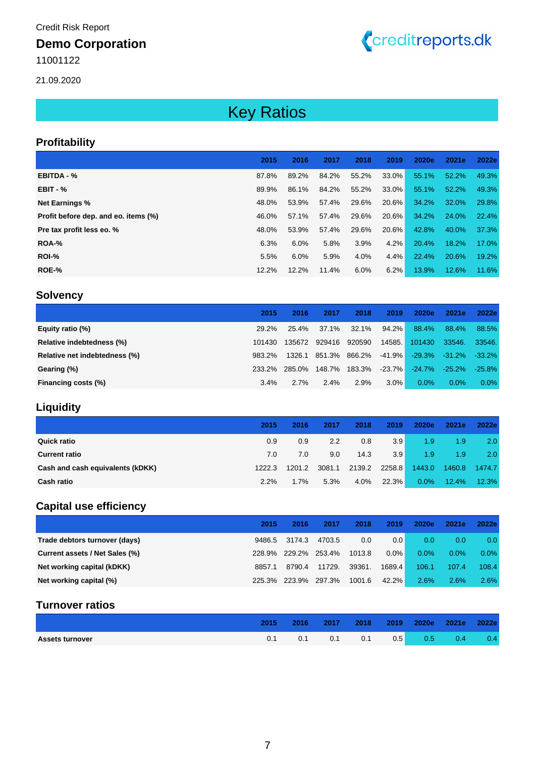Credit Risk Report

**Demo Corporation**

11001122

21.09.2020

# Key Ratios

## Profitability

| | 2015 | 2016 | 2017 | 2018 | 2019 | 2020e | 2021e | 2022e |
|---|---|---|---|---|---|---|---|---|
| **EBITDA - %** | 87.8% | 89.2% | 84.2% | 55.2% | 33.0% | 55.1% | 52.2% | 49.3% |
| **EBIT - %** | 89.9% | 86.1% | 84.2% | 55.2% | 33.0% | 55.1% | 52.2% | 49.3% |
| **Net Earnings %** | 48.0% | 53.9% | 57.4% | 29.6% | 20.6% | 34.2% | 32.0% | 29.8% |
| **Profit before dep. and eo. items (%)** | 46.0% | 57.1% | 57.4% | 29.6% | 20.6% | 34.2% | 24.0% | 22.4% |
| **Pre tax profit less eo. %** | 48.0% | 53.9% | 57.4% | 29.6% | 20.6% | 42.8% | 40.0% | 37.3% |
| **ROA-%** | 6.3% | 6.0% | 5.8% | 3.9% | 4.2% | 20.4% | 18.2% | 17.0% |
| **ROI-%** | 5.5% | 6.0% | 5.9% | 4.0% | 4.4% | 22.4% | 20.6% | 19.2% |
| **ROE-%** | 12.2% | 12.2% | 11.4% | 6.0% | 6.2% | 13.9% | 12.6% | 11.6% |

## Solvency

| | 2015 | 2016 | 2017 | 2018 | 2019 | 2020e | 2021e | 2022e |
|---|---|---|---|---|---|---|---|---|
| **Equity ratio (%)** | 29.2% | 25.4% | 37.1% | 32.1% | 94.2% | 88.4% | 88.4% | 88.5% |
| **Relative indebtedness (%)** | 101430 | 135672 | 929416 | 920590 | 14585. | 101430 | 33546. | 33546. |
| **Relative net indebtedness (%)** | 983.2% | 1326.1 | 851.3% | 866.2% | -41.9% | -29.3% | -31.2% | -33.2% |
| **Gearing (%)** | 233.2% | 285.0% | 148.7% | 183.3% | -23.7% | -24.7% | -25.2% | -25.8% |
| **Financing costs (%)** | 3.4% | 2.7% | 2.4% | 2.9% | 3.0% | 0.0% | 0.0% | 0.0% |

## Liquidity

| | 2015 | 2016 | 2017 | 2018 | 2019 | 2020e | 2021e | 2022e |
|---|---|---|---|---|---|---|---|---|
| **Quick ratio** | 0.9 | 0.9 | 2.2 | 0.8 | 3.9 | 1.9 | 1.9 | 2.0 |
| **Current ratio** | 7.0 | 7.0 | 9.0 | 14.3 | 3.9 | 1.9 | 1.9 | 2.0 |
| **Cash and cash equivalents (kDKK)** | 1222.3 | 1201.2 | 3081.1 | 2139.2 | 2258.8 | 1443.0 | 1460.8 | 1474.7 |
| **Cash ratio** | 2.2% | 1.7% | 5.3% | 4.0% | 22.3% | 0.0% | 12.4% | 12.3% |

## Capital use efficiency

| | 2015 | 2016 | 2017 | 2018 | 2019 | 2020e | 2021e | 2022e |
|---|---|---|---|---|---|---|---|---|
| **Trade debtors turnover (days)** | 9486.5 | 3174.3 | 4703.5 | 0.0 | 0.0 | 0.0 | 0.0 | 0.0 |
| **Current assets / Net Sales (%)** | 228.9% | 229.2% | 253.4% | 1013.8 | 0.0% | 0.0% | 0.0% | 0.0% |
| **Net working capital (kDKK)** | 8857.1 | 8790.4 | 11729. | 39361. | 1689.4 | 106.1 | 107.4 | 108.4 |
| **Net working capital (%)** | 225.3% | 223.9% | 297.3% | 1001.6 | 42.2% | 2.6% | 2.6% | 2.6% |

## Turnover ratios

| | 2015 | 2016 | 2017 | 2018 | 2019 | 2020e | 2021e | 2022e |
|---|---|---|---|---|---|---|---|---|
| **Assets turnover** | 0.1 | 0.1 | 0.1 | 0.1 | 0.5 | 0.5 | 0.4 | 0.4 |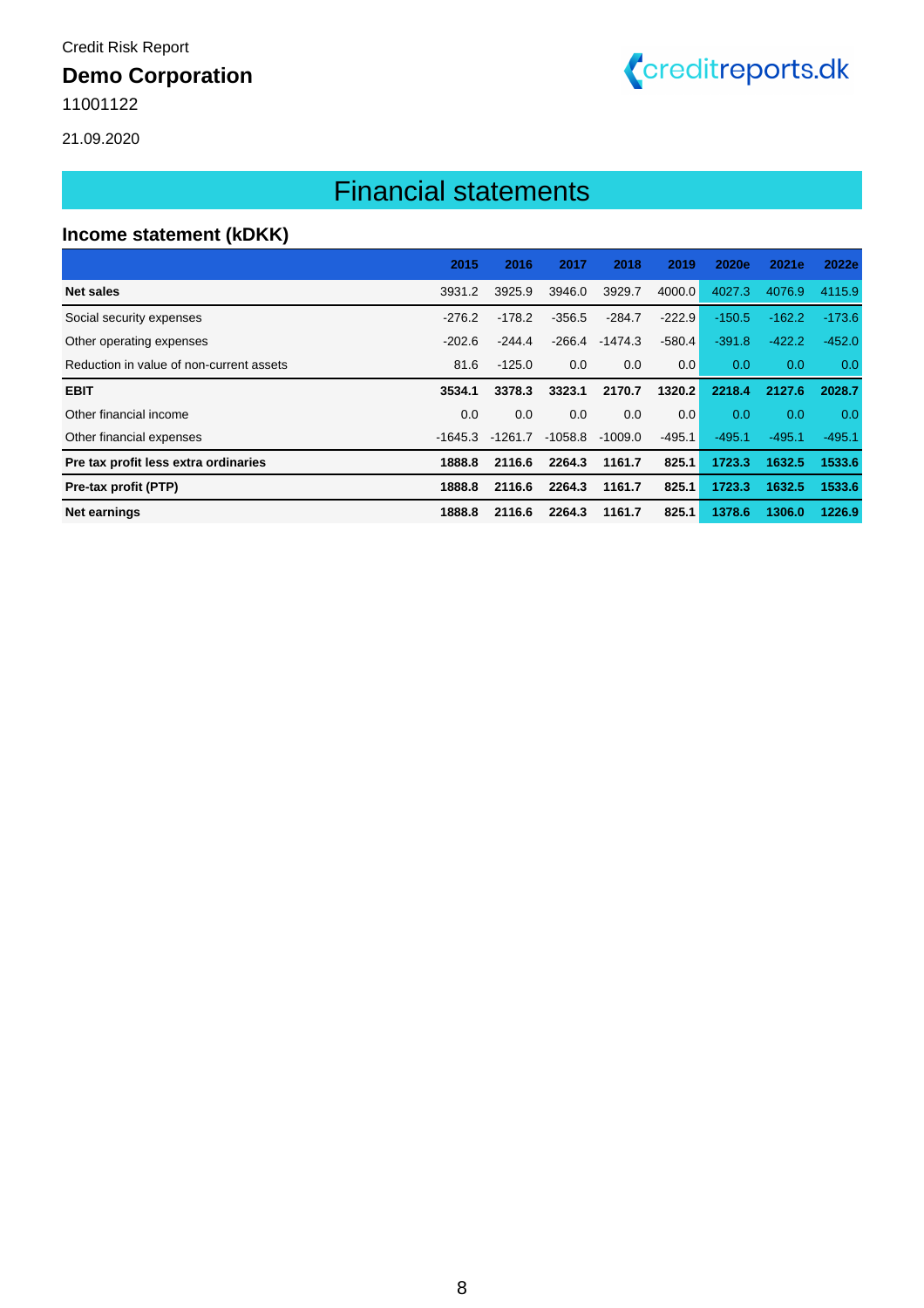Credit Risk Report

**Demo Corporation**

11001122

21.09.2020

# Financial statements

## Income statement (kDKK)

| | 2015 | 2016 | 2017 | 2018 | 2019 | 2020e | 2021e | 2022e |
|---|---|---|---|---|---|---|---|---|
| **Net sales** | 3931.2 | 3925.9 | 3946.0 | 3929.7 | 4000.0 | 4027.3 | 4076.9 | 4115.9 |
| Social security expenses | -276.2 | -178.2 | -356.5 | -284.7 | -222.9 | -150.5 | -162.2 | -173.6 |
| Other operating expenses | -202.6 | -244.4 | -266.4 | -1474.3 | -580.4 | -391.8 | -422.2 | -452.0 |
| Reduction in value of non-current assets | 81.6 | -125.0 | 0.0 | 0.0 | 0.0 | 0.0 | 0.0 | 0.0 |
| **EBIT** | **3534.1** | **3378.3** | **3323.1** | **2170.7** | **1320.2** | **2218.4** | **2127.6** | **2028.7** |
| Other financial income | 0.0 | 0.0 | 0.0 | 0.0 | 0.0 | 0.0 | 0.0 | 0.0 |
| Other financial expenses | -1645.3 | -1261.7 | -1058.8 | -1009.0 | -495.1 | -495.1 | -495.1 | -495.1 |
| **Pre tax profit less extra ordinaries** | **1888.8** | **2116.6** | **2264.3** | **1161.7** | **825.1** | **1723.3** | **1632.5** | **1533.6** |
| **Pre-tax profit (PTP)** | **1888.8** | **2116.6** | **2264.3** | **1161.7** | **825.1** | **1723.3** | **1632.5** | **1533.6** |
| **Net earnings** | **1888.8** | **2116.6** | **2264.3** | **1161.7** | **825.1** | **1378.6** | **1306.0** | **1226.9** |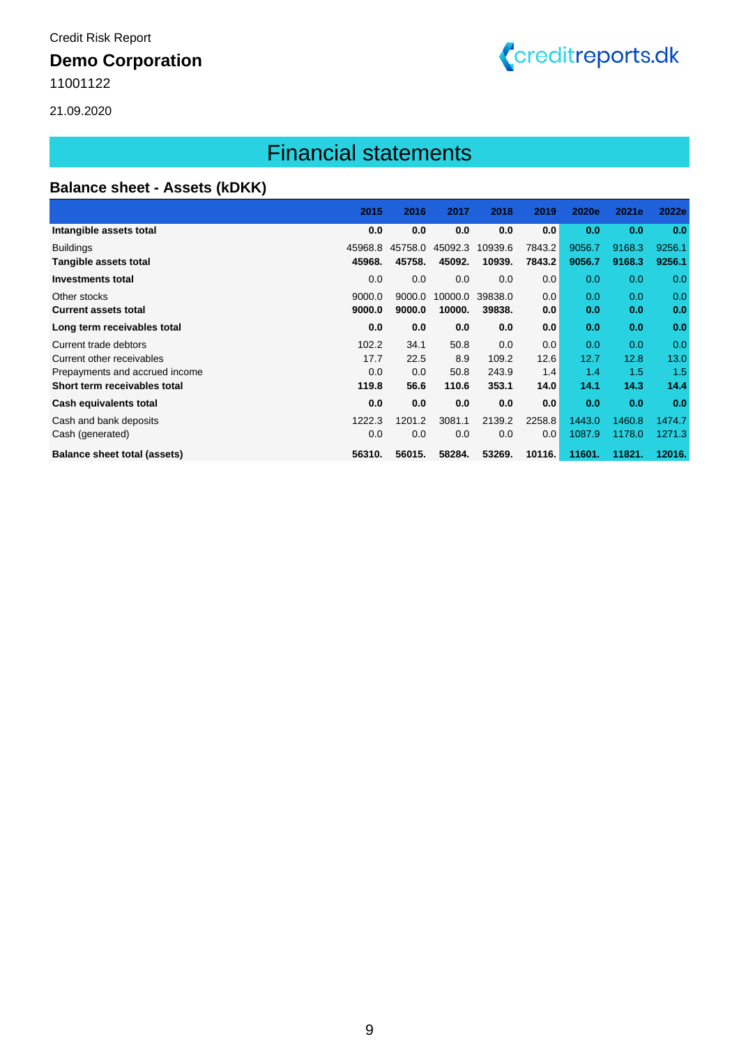Credit Risk Report

**Demo Corporation**

11001122

21.09.2020

# Financial statements

## Balance sheet - Assets (kDKK)

| | 2015 | 2016 | 2017 | 2018 | 2019 | 2020e | 2021e | 2022e |
|---|---|---|---|---|---|---|---|---|
| **Intangible assets total** | **0.0** | **0.0** | **0.0** | **0.0** | **0.0** | **0.0** | **0.0** | **0.0** |
| Buildings | 45968.8 | 45758.0 | 45092.3 | 10939.6 | 7843.2 | 9056.7 | 9168.3 | 9256.1 |
| **Tangible assets total** | **45968.** | **45758.** | **45092.** | **10939.** | **7843.2** | **9056.7** | **9168.3** | **9256.1** |
| **Investments total** | 0.0 | 0.0 | 0.0 | 0.0 | 0.0 | 0.0 | 0.0 | 0.0 |
| Other stocks | 9000.0 | 9000.0 | 10000.0 | 39838.0 | 0.0 | 0.0 | 0.0 | 0.0 |
| **Current assets total** | **9000.0** | **9000.0** | **10000.** | **39838.** | **0.0** | **0.0** | **0.0** | **0.0** |
| **Long term receivables total** | **0.0** | **0.0** | **0.0** | **0.0** | **0.0** | **0.0** | **0.0** | **0.0** |
| Current trade debtors | 102.2 | 34.1 | 50.8 | 0.0 | 0.0 | 0.0 | 0.0 | 0.0 |
| Current other receivables | 17.7 | 22.5 | 8.9 | 109.2 | 12.6 | 12.7 | 12.8 | 13.0 |
| Prepayments and accrued income | 0.0 | 0.0 | 50.8 | 243.9 | 1.4 | 1.4 | 1.5 | 1.5 |
| **Short term receivables total** | **119.8** | **56.6** | **110.6** | **353.1** | **14.0** | **14.1** | **14.3** | **14.4** |
| **Cash equivalents total** | **0.0** | **0.0** | **0.0** | **0.0** | **0.0** | **0.0** | **0.0** | **0.0** |
| Cash and bank deposits | 1222.3 | 1201.2 | 3081.1 | 2139.2 | 2258.8 | 1443.0 | 1460.8 | 1474.7 |
| Cash (generated) | 0.0 | 0.0 | 0.0 | 0.0 | 0.0 | 1087.9 | 1178.0 | 1271.3 |
| **Balance sheet total (assets)** | **56310.** | **56015.** | **58284.** | **53269.** | **10116.** | **11601.** | **11821.** | **12016.** |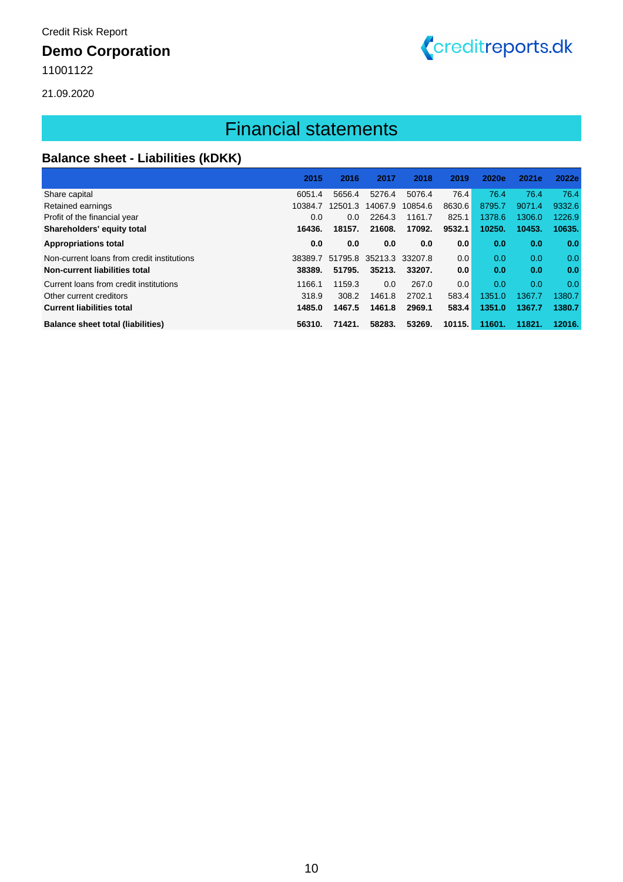Credit Risk Report

**Demo Corporation**

11001122

21.09.2020

# Financial statements

## Balance sheet - Liabilities (kDKK)

| | 2015 | 2016 | 2017 | 2018 | 2019 | 2020e | 2021e | 2022e |
|---|---|---|---|---|---|---|---|---|
| Share capital | 6051.4 | 5656.4 | 5276.4 | 5076.4 | 76.4 | 76.4 | 76.4 | 76.4 |
| Retained earnings | 10384.7 | 12501.3 | 14067.9 | 10854.6 | 8630.6 | 8795.7 | 9071.4 | 9332.6 |
| Profit of the financial year | 0.0 | 0.0 | 2264.3 | 1161.7 | 825.1 | 1378.6 | 1306.0 | 1226.9 |
| **Shareholders' equity total** | **16436.** | **18157.** | **21608.** | **17092.** | **9532.1** | **10250.** | **10453.** | **10635.** |
| **Appropriations total** | **0.0** | **0.0** | **0.0** | **0.0** | **0.0** | **0.0** | **0.0** | **0.0** |
| Non-current loans from credit institutions | 38389.7 | 51795.8 | 35213.3 | 33207.8 | 0.0 | 0.0 | 0.0 | 0.0 |
| **Non-current liabilities total** | **38389.** | **51795.** | **35213.** | **33207.** | **0.0** | **0.0** | **0.0** | **0.0** |
| Current loans from credit institutions | 1166.1 | 1159.3 | 0.0 | 267.0 | 0.0 | 0.0 | 0.0 | 0.0 |
| Other current creditors | 318.9 | 308.2 | 1461.8 | 2702.1 | 583.4 | 1351.0 | 1367.7 | 1380.7 |
| **Current liabilities total** | **1485.0** | **1467.5** | **1461.8** | **2969.1** | **583.4** | **1351.0** | **1367.7** | **1380.7** |
| **Balance sheet total (liabilities)** | **56310.** | **71421.** | **58283.** | **53269.** | **10115.** | **11601.** | **11821.** | **12016.** |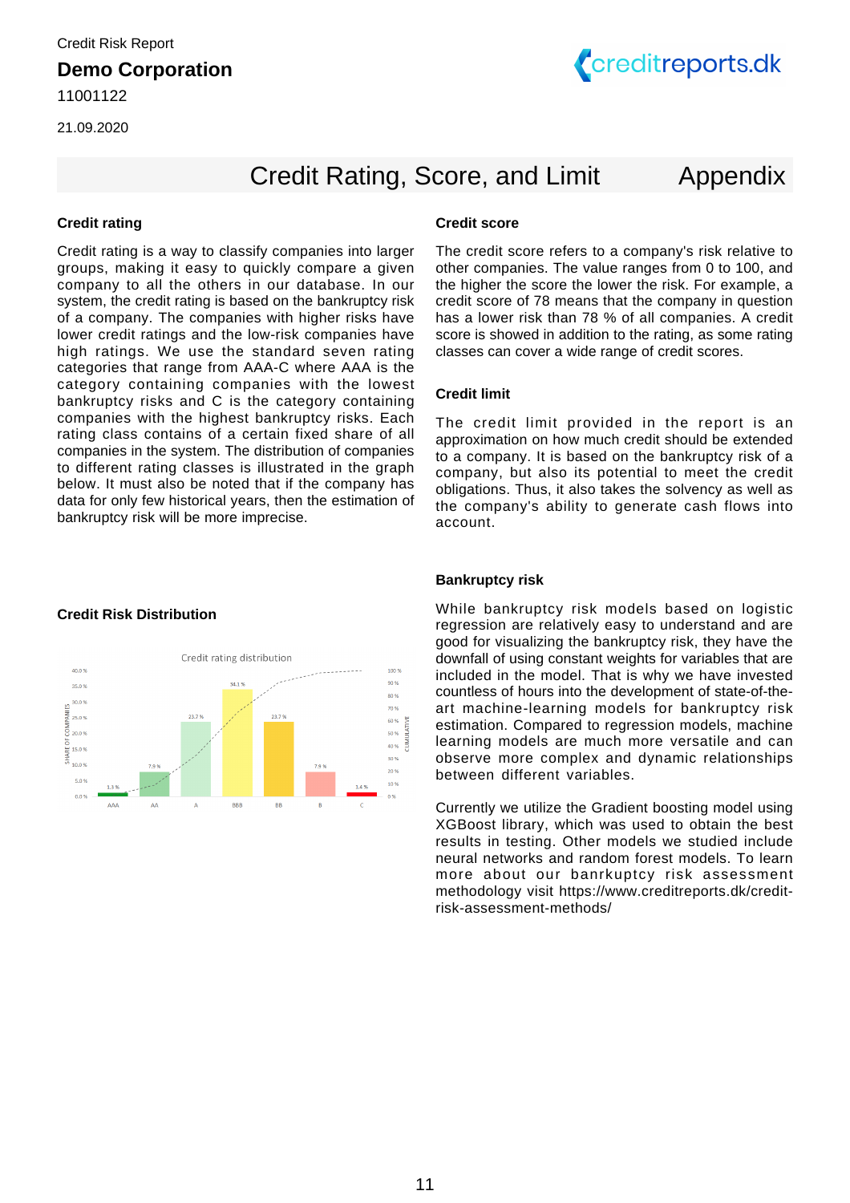Credit Risk Report

**Demo Corporation**

11001122

21.09.2020

# Credit Rating, Score, and Limit — Appendix

### Credit rating

Credit rating is a way to classify companies into larger groups, making it easy to quickly compare a given company to all the others in our database. In our system, the credit rating is based on the bankruptcy risk of a company. The companies with higher risks have lower credit ratings and the low-risk companies have high ratings. We use the standard seven rating categories that range from AAA-C where AAA is the category containing companies with the lowest bankruptcy risks and C is the category containing companies with the highest bankruptcy risks. Each rating class contains of a certain fixed share of all companies in the system. The distribution of companies to different rating classes is illustrated in the graph below. It must also be noted that if the company has data for only few historical years, then the estimation of bankruptcy risk will be more imprecise.

### Credit Risk Distribution

Credit rating distribution

| Rating | Share of companies |
|---|---|
| AAA | 1.3 % |
| AA | 7.9 % |
| A | 23.7 % |
| BBB | 34.1 % |
| BB | 23.7 % |
| B | 7.9 % |
| C | 3.4 % |

### Credit score

The credit score refers to a company's risk relative to other companies. The value ranges from 0 to 100, and the higher the score the lower the risk. For example, a credit score of 78 means that the company in question has a lower risk than 78 % of all companies. A credit score is showed in addition to the rating, as some rating classes can cover a wide range of credit scores.

### Credit limit

The credit limit provided in the report is an approximation on how much credit should be extended to a company. It is based on the bankruptcy risk of a company, but also its potential to meet the credit obligations. Thus, it also takes the solvency as well as the company's ability to generate cash flows into account.

### Bankruptcy risk

While bankruptcy risk models based on logistic regression are relatively easy to understand and are good for visualizing the bankruptcy risk, they have the downfall of using constant weights for variables that are included in the model. That is why we have invested countless of hours into the development of state-of-the-art machine-learning models for bankruptcy risk estimation. Compared to regression models, machine learning models are much more versatile and can observe more complex and dynamic relationships between different variables.

Currently we utilize the Gradient boosting model using XGBoost library, which was used to obtain the best results in testing. Other models we studied include neural networks and random forest models. To learn more about our banrkuptcy risk assessment methodology visit https://www.creditreports.dk/credit-risk-assessment-methods/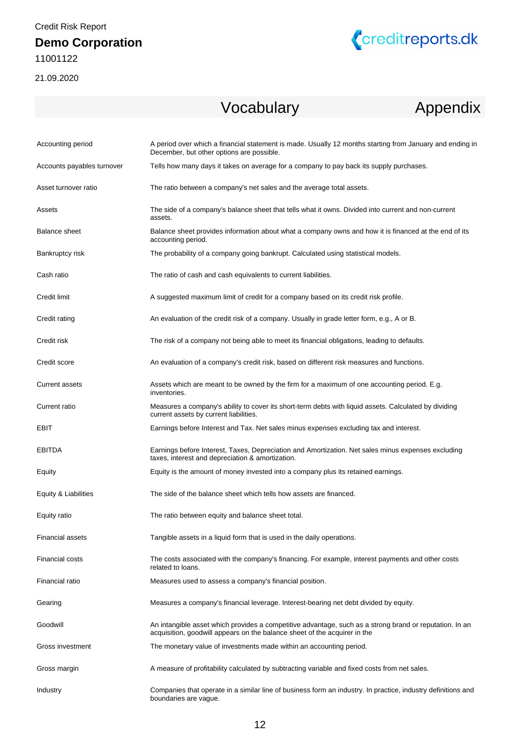## Vocabulary

## Appendix

| | |
|---|---|
| Accounting period | A period over which a financial statement is made. Usually 12 months starting from January and ending in December, but other options are possible. |
| Accounts payables turnover | Tells how many days it takes on average for a company to pay back its supply purchases. |
| Asset turnover ratio | The ratio between a company's net sales and the average total assets. |
| Assets | The side of a company's balance sheet that tells what it owns. Divided into current and non-current assets. |
| Balance sheet | Balance sheet provides information about what a company owns and how it is financed at the end of its accounting period. |
| Bankruptcy risk | The probability of a company going bankrupt. Calculated using statistical models. |
| Cash ratio | The ratio of cash and cash equivalents to current liabilities. |
| Credit limit | A suggested maximum limit of credit for a company based on its credit risk profile. |
| Credit rating | An evaluation of the credit risk of a company. Usually in grade letter form, e.g., A or B. |
| Credit risk | The risk of a company not being able to meet its financial obligations, leading to defaults. |
| Credit score | An evaluation of a company's credit risk, based on different risk measures and functions. |
| Current assets | Assets which are meant to be owned by the firm for a maximum of one accounting period. E.g. inventories. |
| Current ratio | Measures a company's ability to cover its short-term debts with liquid assets. Calculated by dividing current assets by current liabilities. |
| EBIT | Earnings before Interest and Tax. Net sales minus expenses excluding tax and interest. |
| EBITDA | Earnings before Interest, Taxes, Depreciation and Amortization. Net sales minus expenses excluding taxes, interest and depreciation & amortization. |
| Equity | Equity is the amount of money invested into a company plus its retained earnings. |
| Equity & Liabilities | The side of the balance sheet which tells how assets are financed. |
| Equity ratio | The ratio between equity and balance sheet total. |
| Financial assets | Tangible assets in a liquid form that is used in the daily operations. |
| Financial costs | The costs associated with the company's financing. For example, interest payments and other costs related to loans. |
| Financial ratio | Measures used to assess a company's financial position. |
| Gearing | Measures a company's financial leverage. Interest-bearing net debt divided by equity. |
| Goodwill | An intangible asset which provides a competitive advantage, such as a strong brand or reputation. In an acquisition, goodwill appears on the balance sheet of the acquirer in the |
| Gross investment | The monetary value of investments made within an accounting period. |
| Gross margin | A measure of profitability calculated by subtracting variable and fixed costs from net sales. |
| Industry | Companies that operate in a similar line of business form an industry. In practice, industry definitions and boundaries are vague. |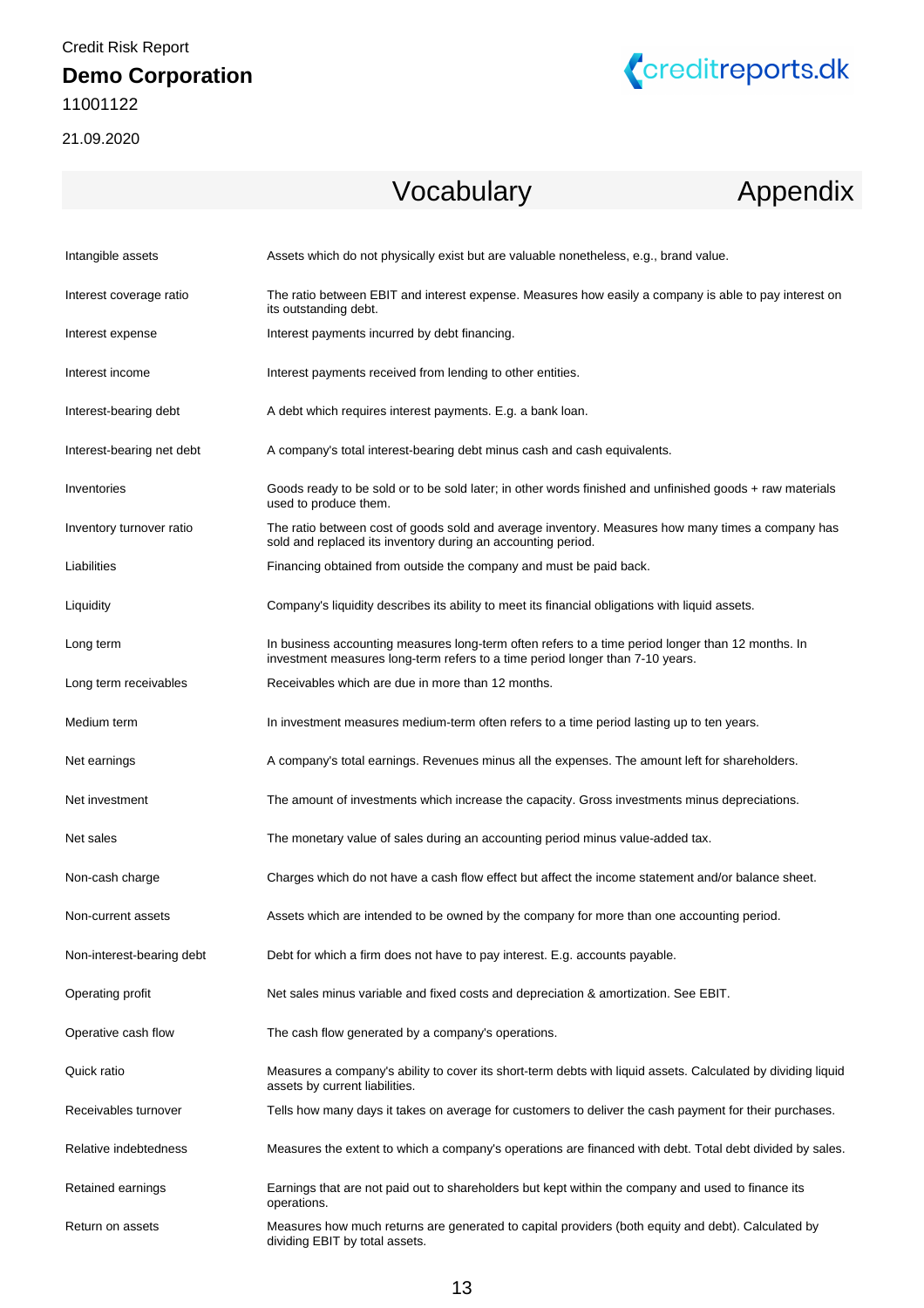## Vocabulary

## Appendix

| | |
|---|---|
| Intangible assets | Assets which do not physically exist but are valuable nonetheless, e.g., brand value. |
| Interest coverage ratio | The ratio between EBIT and interest expense. Measures how easily a company is able to pay interest on its outstanding debt. |
| Interest expense | Interest payments incurred by debt financing. |
| Interest income | Interest payments received from lending to other entities. |
| Interest-bearing debt | A debt which requires interest payments. E.g. a bank loan. |
| Interest-bearing net debt | A company's total interest-bearing debt minus cash and cash equivalents. |
| Inventories | Goods ready to be sold or to be sold later; in other words finished and unfinished goods + raw materials used to produce them. |
| Inventory turnover ratio | The ratio between cost of goods sold and average inventory. Measures how many times a company has sold and replaced its inventory during an accounting period. |
| Liabilities | Financing obtained from outside the company and must be paid back. |
| Liquidity | Company's liquidity describes its ability to meet its financial obligations with liquid assets. |
| Long term | In business accounting measures long-term often refers to a time period longer than 12 months. In investment measures long-term refers to a time period longer than 7-10 years. |
| Long term receivables | Receivables which are due in more than 12 months. |
| Medium term | In investment measures medium-term often refers to a time period lasting up to ten years. |
| Net earnings | A company's total earnings. Revenues minus all the expenses. The amount left for shareholders. |
| Net investment | The amount of investments which increase the capacity. Gross investments minus depreciations. |
| Net sales | The monetary value of sales during an accounting period minus value-added tax. |
| Non-cash charge | Charges which do not have a cash flow effect but affect the income statement and/or balance sheet. |
| Non-current assets | Assets which are intended to be owned by the company for more than one accounting period. |
| Non-interest-bearing debt | Debt for which a firm does not have to pay interest. E.g. accounts payable. |
| Operating profit | Net sales minus variable and fixed costs and depreciation & amortization. See EBIT. |
| Operative cash flow | The cash flow generated by a company's operations. |
| Quick ratio | Measures a company's ability to cover its short-term debts with liquid assets. Calculated by dividing liquid assets by current liabilities. |
| Receivables turnover | Tells how many days it takes on average for customers to deliver the cash payment for their purchases. |
| Relative indebtedness | Measures the extent to which a company's operations are financed with debt. Total debt divided by sales. |
| Retained earnings | Earnings that are not paid out to shareholders but kept within the company and used to finance its operations. |
| Return on assets | Measures how much returns are generated to capital providers (both equity and debt). Calculated by dividing EBIT by total assets. |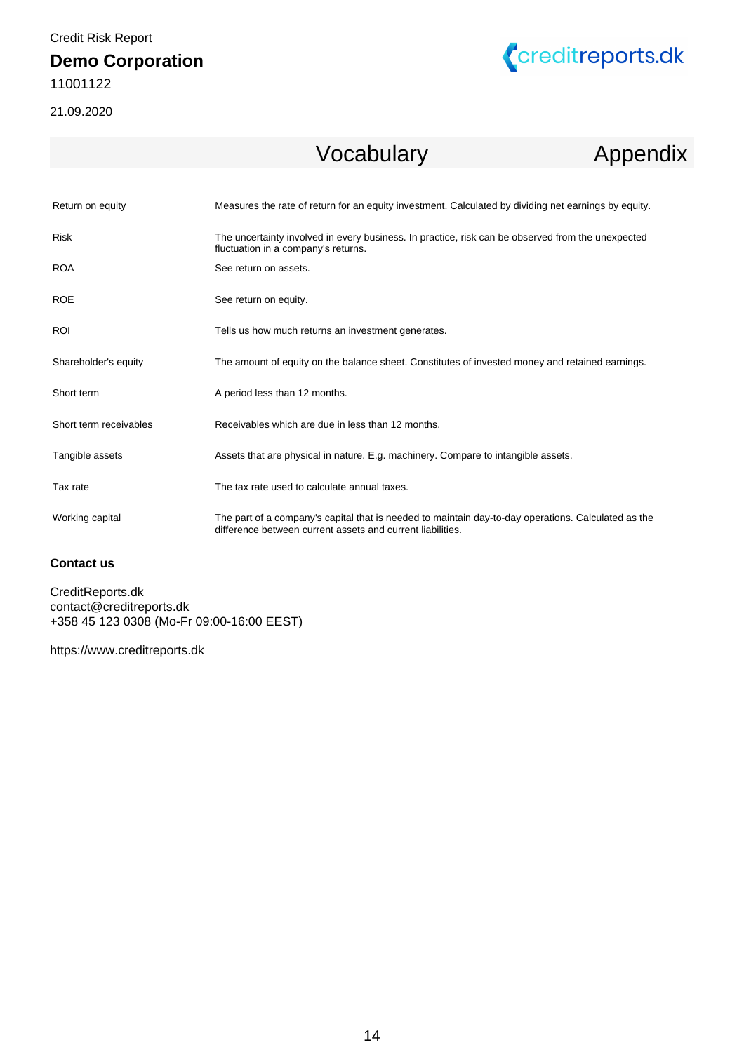## Vocabulary

## Appendix

| | |
|---|---|
| Return on equity | Measures the rate of return for an equity investment. Calculated by dividing net earnings by equity. |
| Risk | The uncertainty involved in every business. In practice, risk can be observed from the unexpected fluctuation in a company's returns. |
| ROA | See return on assets. |
| ROE | See return on equity. |
| ROI | Tells us how much returns an investment generates. |
| Shareholder's equity | The amount of equity on the balance sheet. Constitutes of invested money and retained earnings. |
| Short term | A period less than 12 months. |
| Short term receivables | Receivables which are due in less than 12 months. |
| Tangible assets | Assets that are physical in nature. E.g. machinery. Compare to intangible assets. |
| Tax rate | The tax rate used to calculate annual taxes. |
| Working capital | The part of a company's capital that is needed to maintain day-to-day operations. Calculated as the difference between current assets and current liabilities. |

**Contact us**

CreditReports.dk
contact@creditreports.dk
+358 45 123 0308 (Mo-Fr 09:00-16:00 EEST)

https://www.creditreports.dk